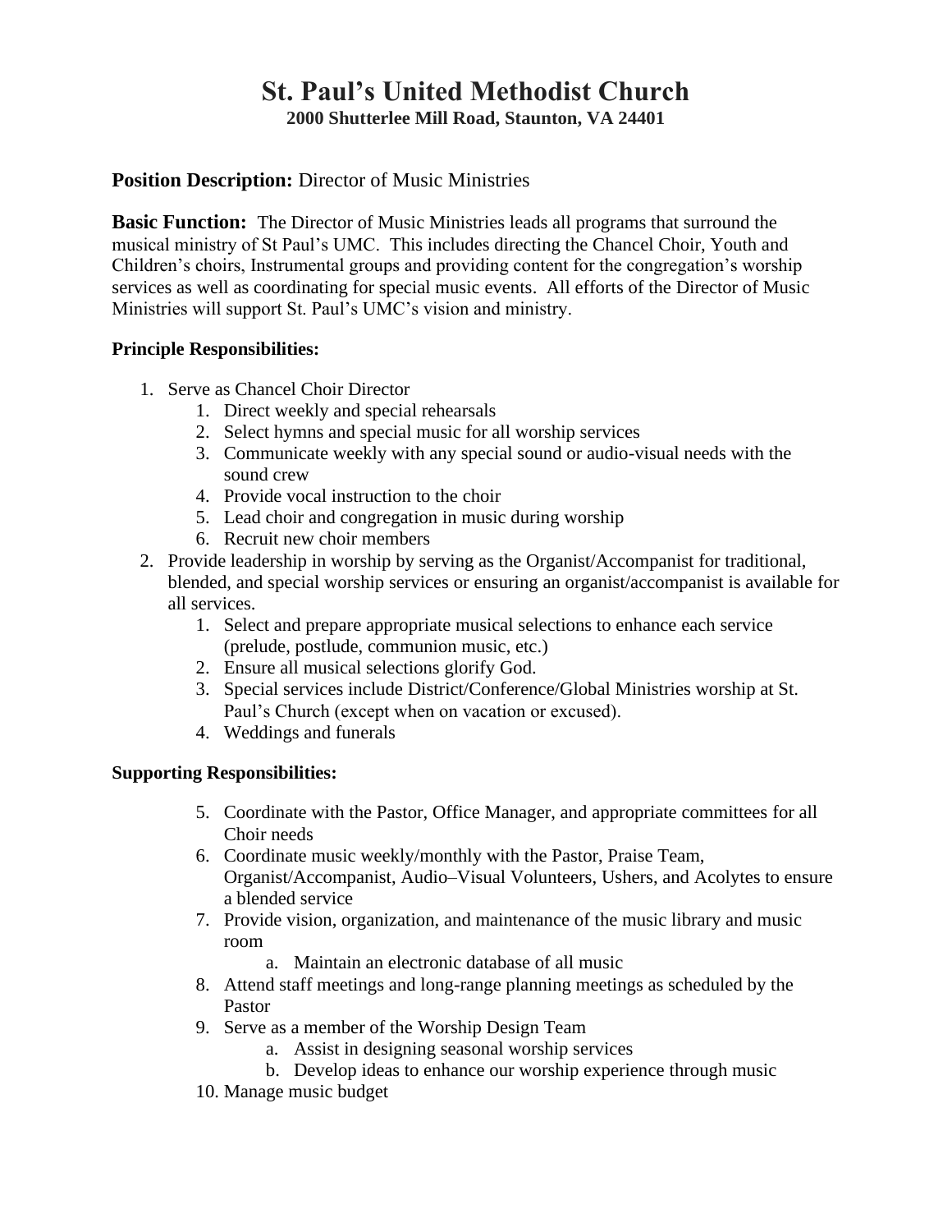# St. Paul's United Methodist Church

**2000 Shutterlee Mill Road, Staunton, VA 24401**

**Position Description:** Director of Music Ministries

**Basic Function:** The Director of Music Ministries leads all programs that surround the musical ministry of St Paul's UMC. This includes directing the Chancel Choir, Youth and Children's choirs, Instrumental groups and providing content for the congregation's worship services as well as coordinating for special music events. All efforts of the Director of Music Ministries will support St. Paul's UMC's vision and ministry.

**Principle Responsibilities:**

1. Serve as Chancel Choir Director
    1. Direct weekly and special rehearsals
    2. Select hymns and special music for all worship services
    3. Communicate weekly with any special sound or audio-visual needs with the sound crew
    4. Provide vocal instruction to the choir
    5. Lead choir and congregation in music during worship
    6. Recruit new choir members
2. Provide leadership in worship by serving as the Organist/Accompanist for traditional, blended, and special worship services or ensuring an organist/accompanist is available for all services.
    1. Select and prepare appropriate musical selections to enhance each service (prelude, postlude, communion music, etc.)
    2. Ensure all musical selections glorify God.
    3. Special services include District/Conference/Global Ministries worship at St. Paul's Church (except when on vacation or excused).
    4. Weddings and funerals

**Supporting Responsibilities:**

5. Coordinate with the Pastor, Office Manager, and appropriate committees for all Choir needs
6. Coordinate music weekly/monthly with the Pastor, Praise Team, Organist/Accompanist, Audio–Visual Volunteers, Ushers, and Acolytes to ensure a blended service
7. Provide vision, organization, and maintenance of the music library and music room
    a. Maintain an electronic database of all music
8. Attend staff meetings and long-range planning meetings as scheduled by the Pastor
9. Serve as a member of the Worship Design Team
    a. Assist in designing seasonal worship services
    b. Develop ideas to enhance our worship experience through music
10. Manage music budget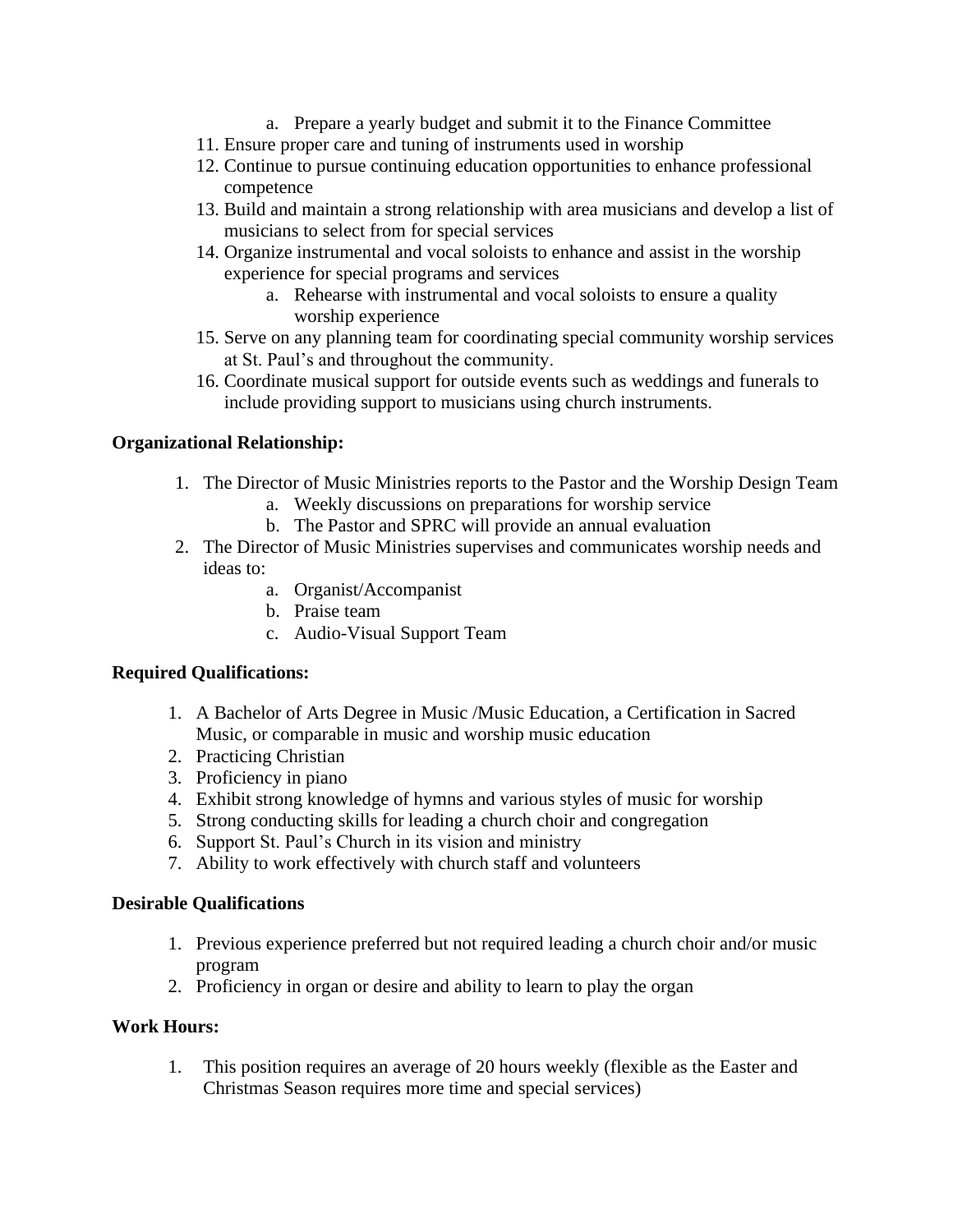a. Prepare a yearly budget and submit it to the Finance Committee

11. Ensure proper care and tuning of instruments used in worship
12. Continue to pursue continuing education opportunities to enhance professional competence
13. Build and maintain a strong relationship with area musicians and develop a list of musicians to select from for special services
14. Organize instrumental and vocal soloists to enhance and assist in the worship experience for special programs and services
    a. Rehearse with instrumental and vocal soloists to ensure a quality worship experience
15. Serve on any planning team for coordinating special community worship services at St. Paul's and throughout the community.
16. Coordinate musical support for outside events such as weddings and funerals to include providing support to musicians using church instruments.

**Organizational Relationship:**

1. The Director of Music Ministries reports to the Pastor and the Worship Design Team
   a. Weekly discussions on preparations for worship service
   b. The Pastor and SPRC will provide an annual evaluation
2. The Director of Music Ministries supervises and communicates worship needs and ideas to:
   a. Organist/Accompanist
   b. Praise team
   c. Audio-Visual Support Team

**Required Qualifications:**

1. A Bachelor of Arts Degree in Music /Music Education, a Certification in Sacred Music, or comparable in music and worship music education
2. Practicing Christian
3. Proficiency in piano
4. Exhibit strong knowledge of hymns and various styles of music for worship
5. Strong conducting skills for leading a church choir and congregation
6. Support St. Paul's Church in its vision and ministry
7. Ability to work effectively with church staff and volunteers

**Desirable Qualifications**

1. Previous experience preferred but not required leading a church choir and/or music program
2. Proficiency in organ or desire and ability to learn to play the organ

**Work Hours:**

1. This position requires an average of 20 hours weekly (flexible as the Easter and Christmas Season requires more time and special services)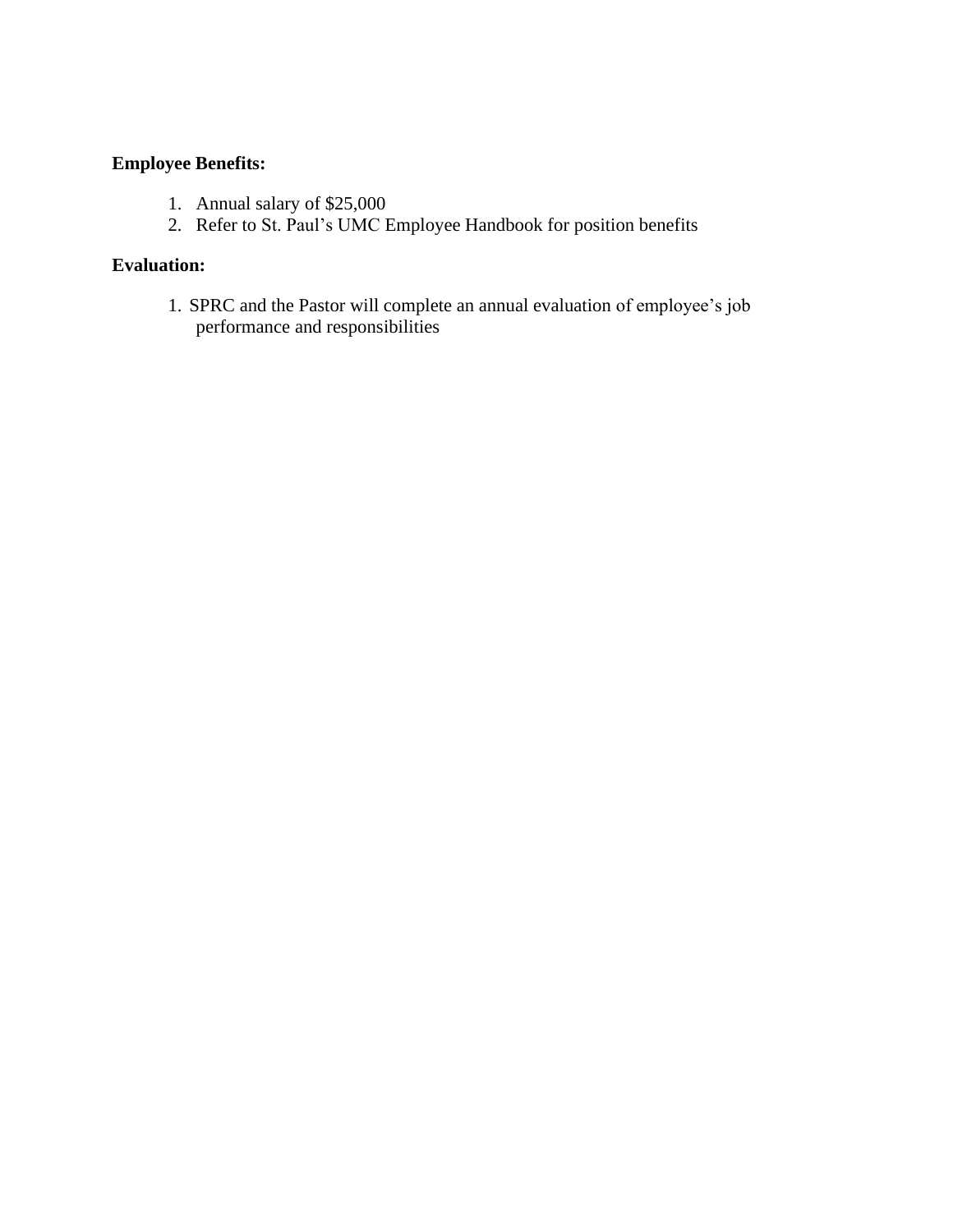**Employee Benefits:**

1. Annual salary of $25,000
2. Refer to St. Paul's UMC Employee Handbook for position benefits

**Evaluation:**

1. SPRC and the Pastor will complete an annual evaluation of employee's job performance and responsibilities